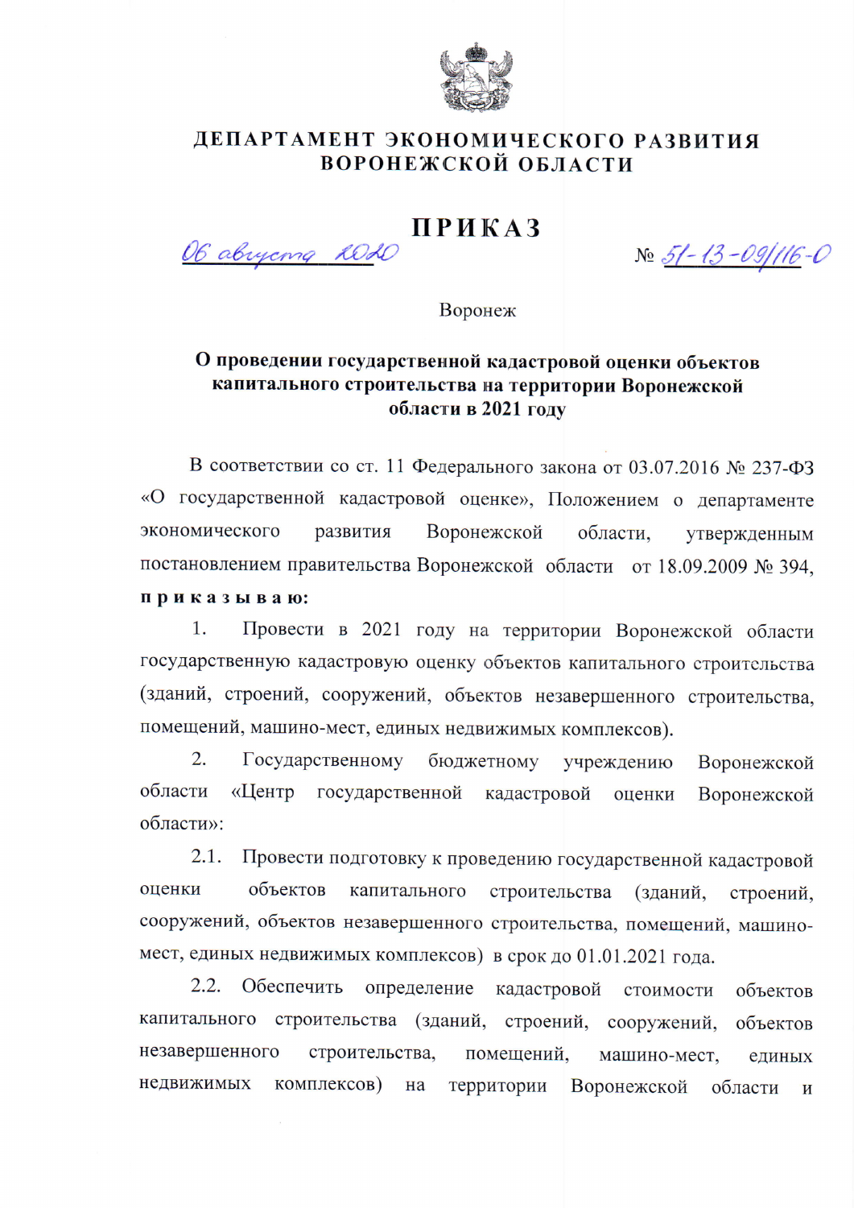# ДЕПАРТАМЕНТ ЭКОНОМИЧЕСКОГО РАЗВИТИЯ ВОРОНЕЖСКОЙ ОБЛАСТИ

## ПРИКАЗ

06 августа 2020 № 51-13-09/116-О

Воронеж

**О проведении государственной кадастровой оценки объектов капитального строительства на территории Воронежской области в 2021 году**

В соответствии со ст. 11 Федерального закона от 03.07.2016 № 237-ФЗ «О государственной кадастровой оценке», Положением о департаменте экономического развития Воронежской области, утвержденным постановлением правительства Воронежской области от 18.09.2009 № 394, **п р и к а з ы в а ю:**

1. Провести в 2021 году на территории Воронежской области государственную кадастровую оценку объектов капитального строительства (зданий, строений, сооружений, объектов незавершенного строительства, помещений, машино-мест, единых недвижимых комплексов).

2. Государственному бюджетному учреждению Воронежской области «Центр государственной кадастровой оценки Воронежской области»:

2.1. Провести подготовку к проведению государственной кадастровой оценки объектов капитального строительства (зданий, строений, сооружений, объектов незавершенного строительства, помещений, машино-мест, единых недвижимых комплексов) в срок до 01.01.2021 года.

2.2. Обеспечить определение кадастровой стоимости объектов капитального строительства (зданий, строений, сооружений, объектов незавершенного строительства, помещений, машино-мест, единых недвижимых комплексов) на территории Воронежской области и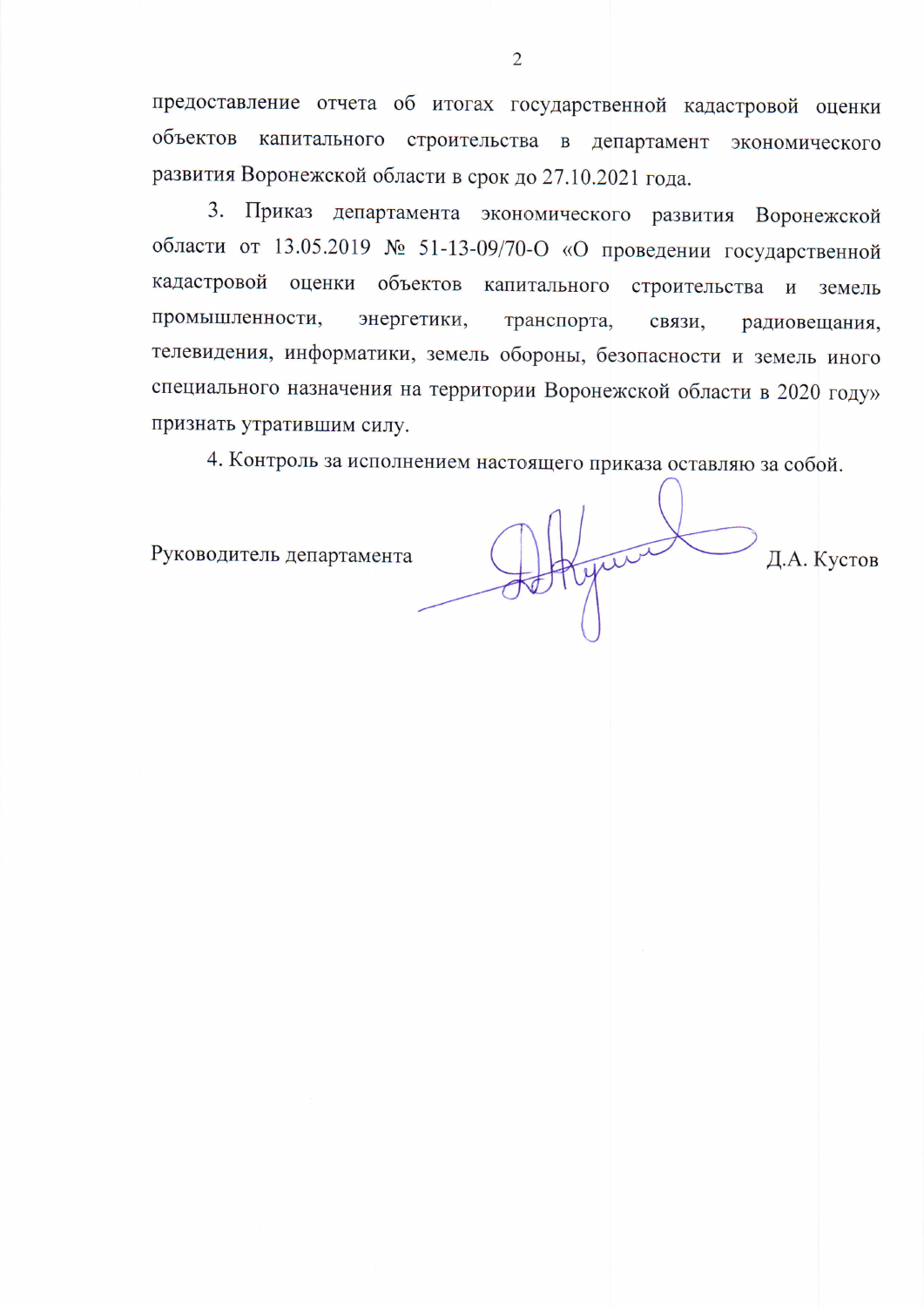предоставление отчета об итогах государственной кадастровой оценки объектов капитального строительства в департамент экономического развития Воронежской области в срок до 27.10.2021 года.

3. Приказ департамента экономического развития Воронежской области от 13.05.2019 № 51-13-09/70-О «О проведении государственной кадастровой оценки объектов капитального строительства и земель промышленности, энергетики, транспорта, связи, радиовещания, телевидения, информатики, земель обороны, безопасности и земель иного специального назначения на территории Воронежской области в 2020 году» признать утратившим силу.

4. Контроль за исполнением настоящего приказа оставляю за собой.

Руководитель департамента Д.А. Кустов